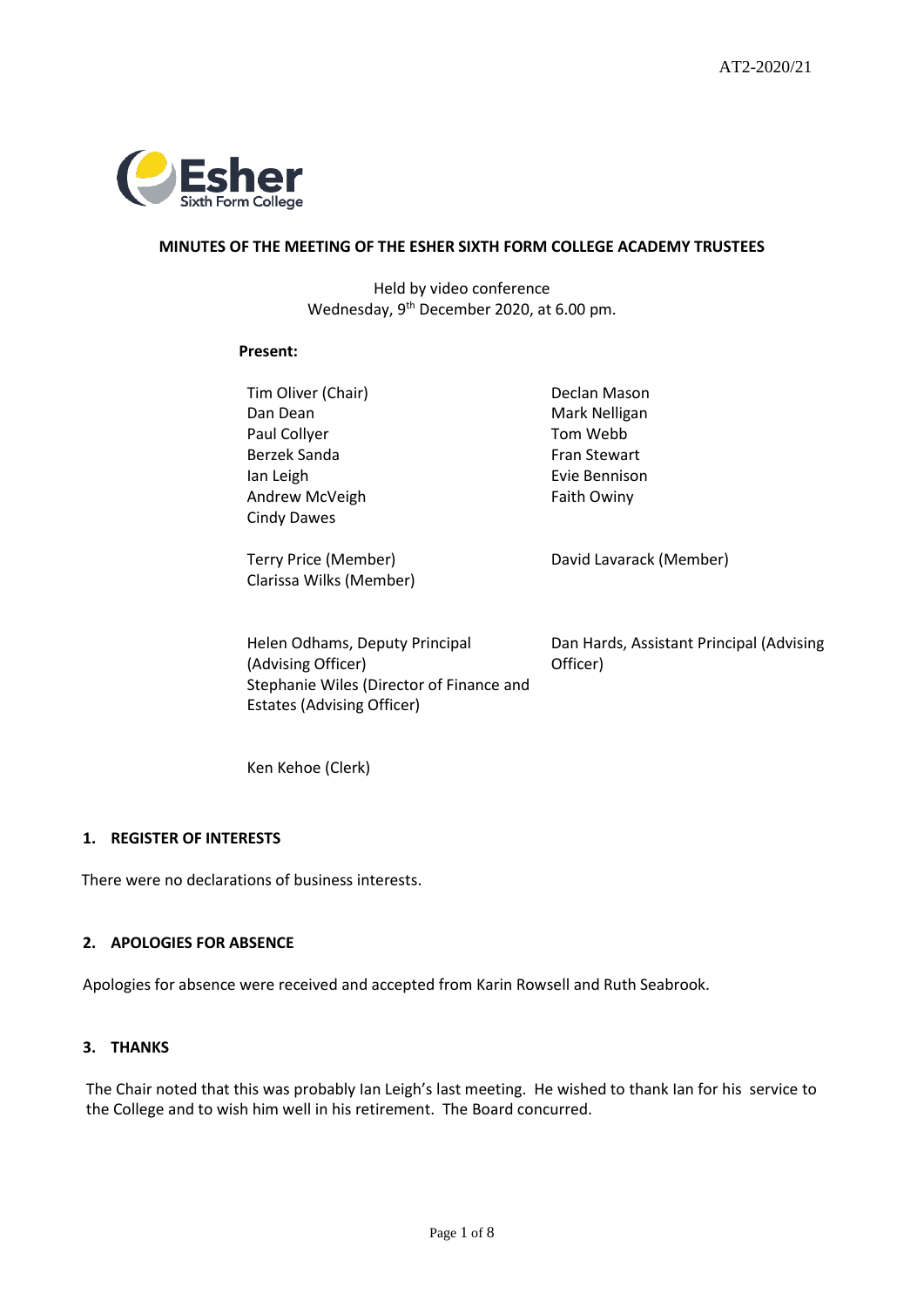AT2-2020/21

**MINUTES OF THE MEETING OF THE ESHER SIXTH FORM COLLEGE ACADEMY TRUSTEES**

Held by video conference
Wednesday, 9th December 2020, at 6.00 pm.

**Present:**

Tim Oliver (Chair)
Dan Dean
Paul Collyer
Berzek Sanda
Ian Leigh
Andrew McVeigh
Cindy Dawes
Declan Mason
Mark Nelligan
Tom Webb
Fran Stewart
Evie Bennison
Faith Owiny

Terry Price (Member)
Clarissa Wilks (Member)
David Lavarack (Member)

Helen Odhams, Deputy Principal (Advising Officer)
Stephanie Wiles (Director of Finance and Estates (Advising Officer)
Dan Hards, Assistant Principal (Advising Officer)

Ken Kehoe (Clerk)

## 1. REGISTER OF INTERESTS

There were no declarations of business interests.

## 2. APOLOGIES FOR ABSENCE

Apologies for absence were received and accepted from Karin Rowsell and Ruth Seabrook.

## 3. THANKS

The Chair noted that this was probably Ian Leigh's last meeting. He wished to thank Ian for his service to the College and to wish him well in his retirement. The Board concurred.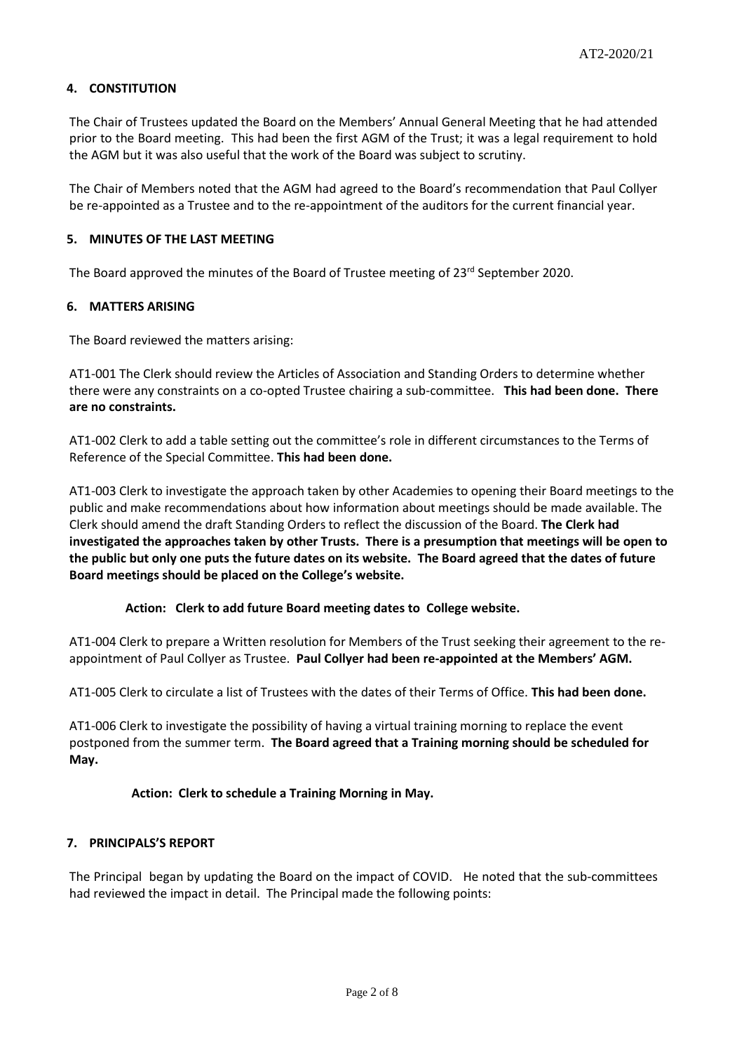## 4. CONSTITUTION

The Chair of Trustees updated the Board on the Members' Annual General Meeting that he had attended prior to the Board meeting. This had been the first AGM of the Trust; it was a legal requirement to hold the AGM but it was also useful that the work of the Board was subject to scrutiny.

The Chair of Members noted that the AGM had agreed to the Board's recommendation that Paul Collyer be re-appointed as a Trustee and to the re-appointment of the auditors for the current financial year.

## 5. MINUTES OF THE LAST MEETING

The Board approved the minutes of the Board of Trustee meeting of 23rd September 2020.

## 6. MATTERS ARISING

The Board reviewed the matters arising:

AT1-001 The Clerk should review the Articles of Association and Standing Orders to determine whether there were any constraints on a co-opted Trustee chairing a sub-committee. **This had been done. There are no constraints.**

AT1-002 Clerk to add a table setting out the committee's role in different circumstances to the Terms of Reference of the Special Committee. **This had been done.**

AT1-003 Clerk to investigate the approach taken by other Academies to opening their Board meetings to the public and make recommendations about how information about meetings should be made available. The Clerk should amend the draft Standing Orders to reflect the discussion of the Board. **The Clerk had investigated the approaches taken by other Trusts. There is a presumption that meetings will be open to the public but only one puts the future dates on its website. The Board agreed that the dates of future Board meetings should be placed on the College's website.**

**Action: Clerk to add future Board meeting dates to College website.**

AT1-004 Clerk to prepare a Written resolution for Members of the Trust seeking their agreement to the re-appointment of Paul Collyer as Trustee. **Paul Collyer had been re-appointed at the Members' AGM.**

AT1-005 Clerk to circulate a list of Trustees with the dates of their Terms of Office. **This had been done.**

AT1-006 Clerk to investigate the possibility of having a virtual training morning to replace the event postponed from the summer term. **The Board agreed that a Training morning should be scheduled for May.**

**Action: Clerk to schedule a Training Morning in May.**

## 7. PRINCIPALS'S REPORT

The Principal began by updating the Board on the impact of COVID. He noted that the sub-committees had reviewed the impact in detail. The Principal made the following points: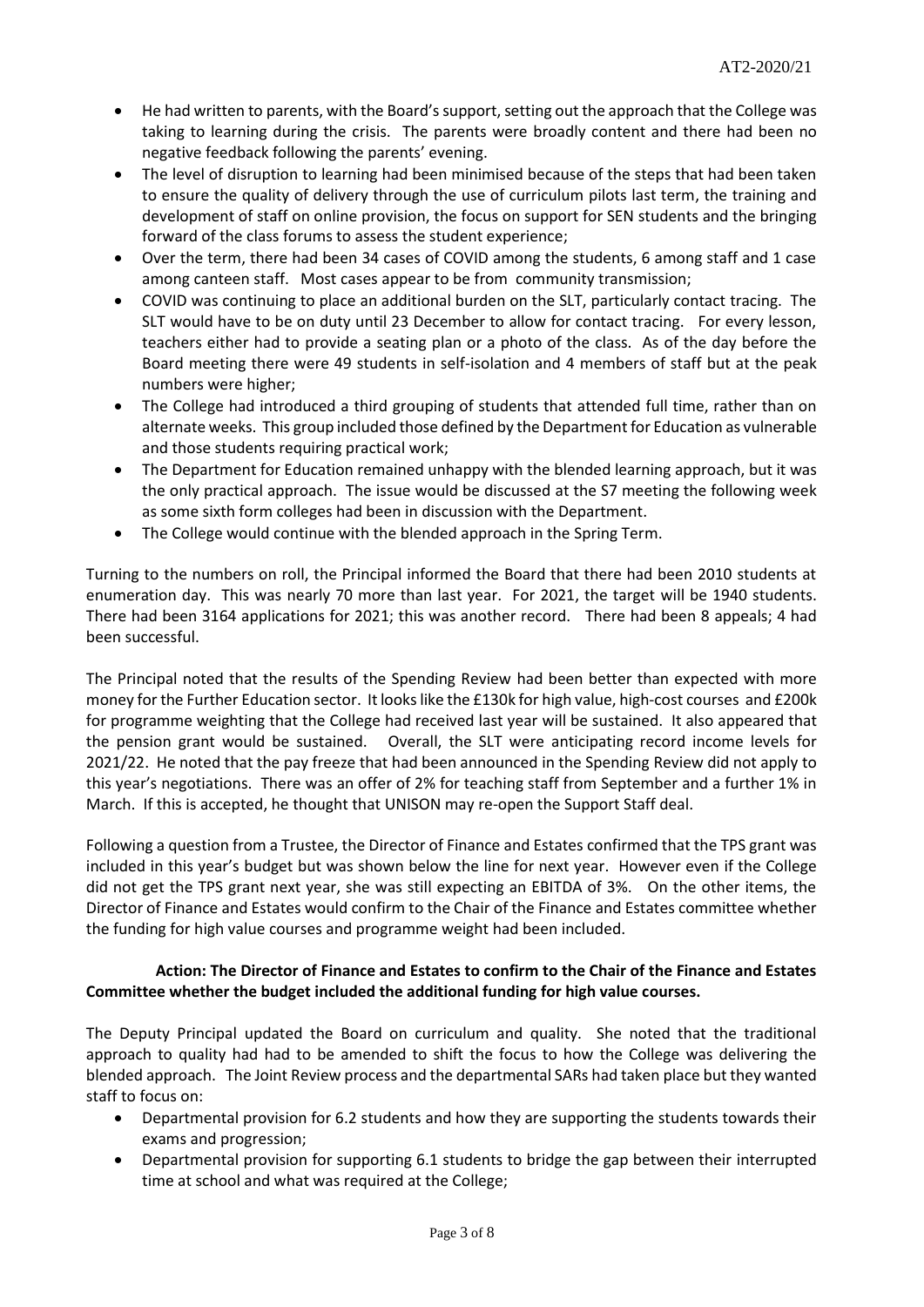- He had written to parents, with the Board's support, setting out the approach that the College was taking to learning during the crisis. The parents were broadly content and there had been no negative feedback following the parents' evening.
- The level of disruption to learning had been minimised because of the steps that had been taken to ensure the quality of delivery through the use of curriculum pilots last term, the training and development of staff on online provision, the focus on support for SEN students and the bringing forward of the class forums to assess the student experience;
- Over the term, there had been 34 cases of COVID among the students, 6 among staff and 1 case among canteen staff. Most cases appear to be from community transmission;
- COVID was continuing to place an additional burden on the SLT, particularly contact tracing. The SLT would have to be on duty until 23 December to allow for contact tracing. For every lesson, teachers either had to provide a seating plan or a photo of the class. As of the day before the Board meeting there were 49 students in self-isolation and 4 members of staff but at the peak numbers were higher;
- The College had introduced a third grouping of students that attended full time, rather than on alternate weeks. This group included those defined by the Department for Education as vulnerable and those students requiring practical work;
- The Department for Education remained unhappy with the blended learning approach, but it was the only practical approach. The issue would be discussed at the S7 meeting the following week as some sixth form colleges had been in discussion with the Department.
- The College would continue with the blended approach in the Spring Term.

Turning to the numbers on roll, the Principal informed the Board that there had been 2010 students at enumeration day. This was nearly 70 more than last year. For 2021, the target will be 1940 students. There had been 3164 applications for 2021; this was another record. There had been 8 appeals; 4 had been successful.

The Principal noted that the results of the Spending Review had been better than expected with more money for the Further Education sector. It looks like the £130k for high value, high-cost courses and £200k for programme weighting that the College had received last year will be sustained. It also appeared that the pension grant would be sustained. Overall, the SLT were anticipating record income levels for 2021/22. He noted that the pay freeze that had been announced in the Spending Review did not apply to this year's negotiations. There was an offer of 2% for teaching staff from September and a further 1% in March. If this is accepted, he thought that UNISON may re-open the Support Staff deal.

Following a question from a Trustee, the Director of Finance and Estates confirmed that the TPS grant was included in this year's budget but was shown below the line for next year. However even if the College did not get the TPS grant next year, she was still expecting an EBITDA of 3%. On the other items, the Director of Finance and Estates would confirm to the Chair of the Finance and Estates committee whether the funding for high value courses and programme weight had been included.

**Action: The Director of Finance and Estates to confirm to the Chair of the Finance and Estates Committee whether the budget included the additional funding for high value courses.**

The Deputy Principal updated the Board on curriculum and quality. She noted that the traditional approach to quality had had to be amended to shift the focus to how the College was delivering the blended approach. The Joint Review process and the departmental SARs had taken place but they wanted staff to focus on:

- Departmental provision for 6.2 students and how they are supporting the students towards their exams and progression;
- Departmental provision for supporting 6.1 students to bridge the gap between their interrupted time at school and what was required at the College;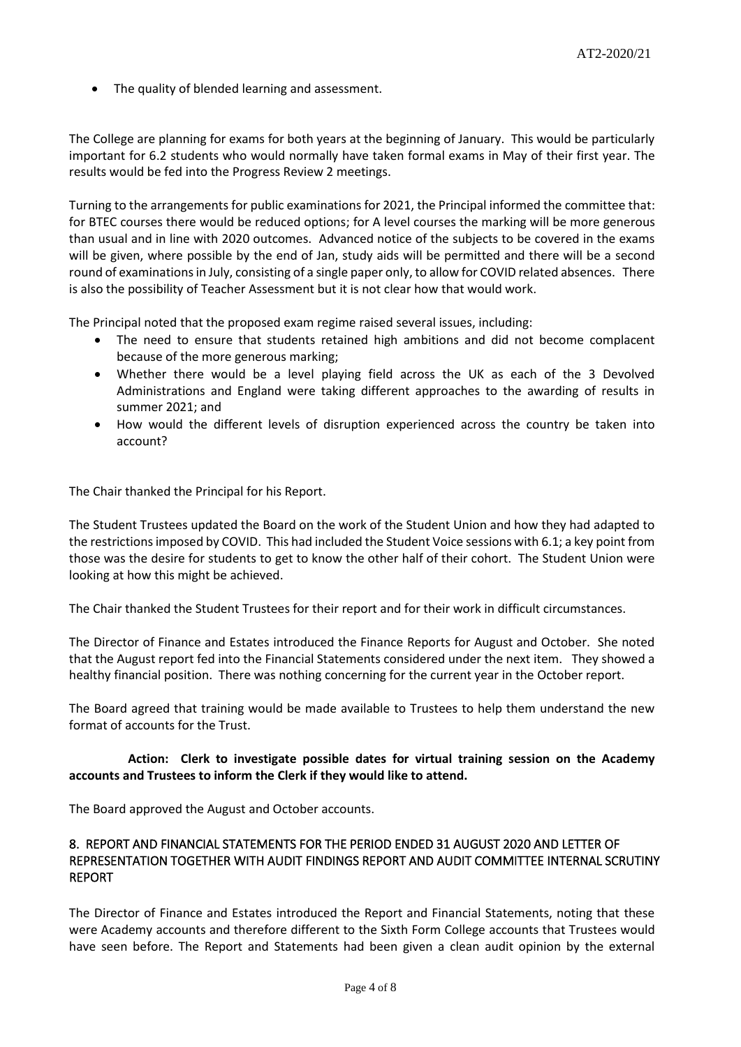- The quality of blended learning and assessment.

The College are planning for exams for both years at the beginning of January. This would be particularly important for 6.2 students who would normally have taken formal exams in May of their first year. The results would be fed into the Progress Review 2 meetings.

Turning to the arrangements for public examinations for 2021, the Principal informed the committee that: for BTEC courses there would be reduced options; for A level courses the marking will be more generous than usual and in line with 2020 outcomes. Advanced notice of the subjects to be covered in the exams will be given, where possible by the end of Jan, study aids will be permitted and there will be a second round of examinations in July, consisting of a single paper only, to allow for COVID related absences. There is also the possibility of Teacher Assessment but it is not clear how that would work.

The Principal noted that the proposed exam regime raised several issues, including:

- The need to ensure that students retained high ambitions and did not become complacent because of the more generous marking;
- Whether there would be a level playing field across the UK as each of the 3 Devolved Administrations and England were taking different approaches to the awarding of results in summer 2021; and
- How would the different levels of disruption experienced across the country be taken into account?

The Chair thanked the Principal for his Report.

The Student Trustees updated the Board on the work of the Student Union and how they had adapted to the restrictions imposed by COVID. This had included the Student Voice sessions with 6.1; a key point from those was the desire for students to get to know the other half of their cohort. The Student Union were looking at how this might be achieved.

The Chair thanked the Student Trustees for their report and for their work in difficult circumstances.

The Director of Finance and Estates introduced the Finance Reports for August and October. She noted that the August report fed into the Financial Statements considered under the next item. They showed a healthy financial position. There was nothing concerning for the current year in the October report.

The Board agreed that training would be made available to Trustees to help them understand the new format of accounts for the Trust.

**Action: Clerk to investigate possible dates for virtual training session on the Academy accounts and Trustees to inform the Clerk if they would like to attend.**

The Board approved the August and October accounts.

## 8. REPORT AND FINANCIAL STATEMENTS FOR THE PERIOD ENDED 31 AUGUST 2020 AND LETTER OF REPRESENTATION TOGETHER WITH AUDIT FINDINGS REPORT AND AUDIT COMMITTEE INTERNAL SCRUTINY REPORT

The Director of Finance and Estates introduced the Report and Financial Statements, noting that these were Academy accounts and therefore different to the Sixth Form College accounts that Trustees would have seen before. The Report and Statements had been given a clean audit opinion by the external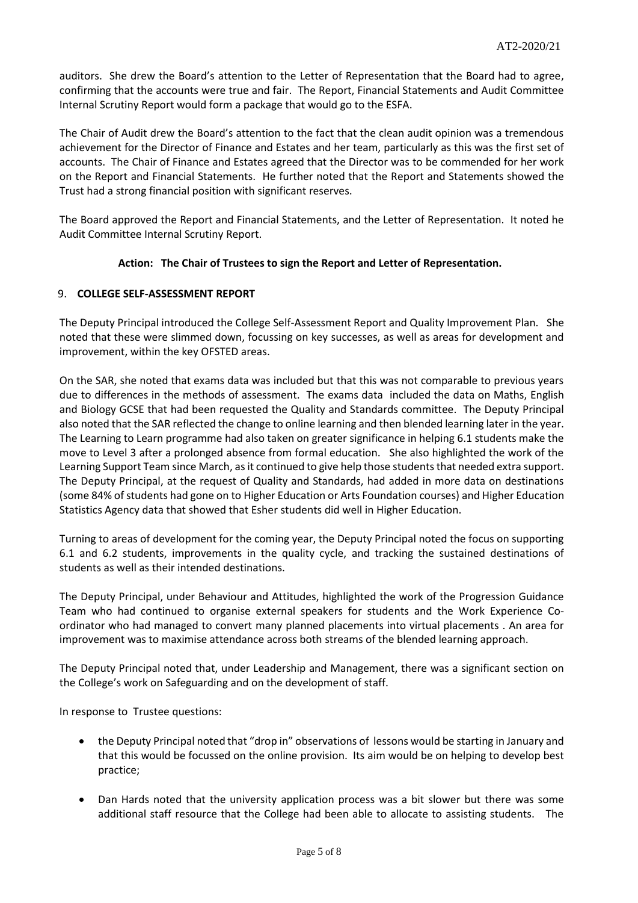auditors. She drew the Board's attention to the Letter of Representation that the Board had to agree, confirming that the accounts were true and fair. The Report, Financial Statements and Audit Committee Internal Scrutiny Report would form a package that would go to the ESFA.

The Chair of Audit drew the Board's attention to the fact that the clean audit opinion was a tremendous achievement for the Director of Finance and Estates and her team, particularly as this was the first set of accounts. The Chair of Finance and Estates agreed that the Director was to be commended for her work on the Report and Financial Statements. He further noted that the Report and Statements showed the Trust had a strong financial position with significant reserves.

The Board approved the Report and Financial Statements, and the Letter of Representation. It noted he Audit Committee Internal Scrutiny Report.

**Action: The Chair of Trustees to sign the Report and Letter of Representation.**

## 9. COLLEGE SELF-ASSESSMENT REPORT

The Deputy Principal introduced the College Self-Assessment Report and Quality Improvement Plan. She noted that these were slimmed down, focussing on key successes, as well as areas for development and improvement, within the key OFSTED areas.

On the SAR, she noted that exams data was included but that this was not comparable to previous years due to differences in the methods of assessment. The exams data included the data on Maths, English and Biology GCSE that had been requested the Quality and Standards committee. The Deputy Principal also noted that the SAR reflected the change to online learning and then blended learning later in the year. The Learning to Learn programme had also taken on greater significance in helping 6.1 students make the move to Level 3 after a prolonged absence from formal education. She also highlighted the work of the Learning Support Team since March, as it continued to give help those students that needed extra support. The Deputy Principal, at the request of Quality and Standards, had added in more data on destinations (some 84% of students had gone on to Higher Education or Arts Foundation courses) and Higher Education Statistics Agency data that showed that Esher students did well in Higher Education.

Turning to areas of development for the coming year, the Deputy Principal noted the focus on supporting 6.1 and 6.2 students, improvements in the quality cycle, and tracking the sustained destinations of students as well as their intended destinations.

The Deputy Principal, under Behaviour and Attitudes, highlighted the work of the Progression Guidance Team who had continued to organise external speakers for students and the Work Experience Co-ordinator who had managed to convert many planned placements into virtual placements . An area for improvement was to maximise attendance across both streams of the blended learning approach.

The Deputy Principal noted that, under Leadership and Management, there was a significant section on the College's work on Safeguarding and on the development of staff.

In response to Trustee questions:

- the Deputy Principal noted that "drop in" observations of lessons would be starting in January and that this would be focussed on the online provision. Its aim would be on helping to develop best practice;
- Dan Hards noted that the university application process was a bit slower but there was some additional staff resource that the College had been able to allocate to assisting students. The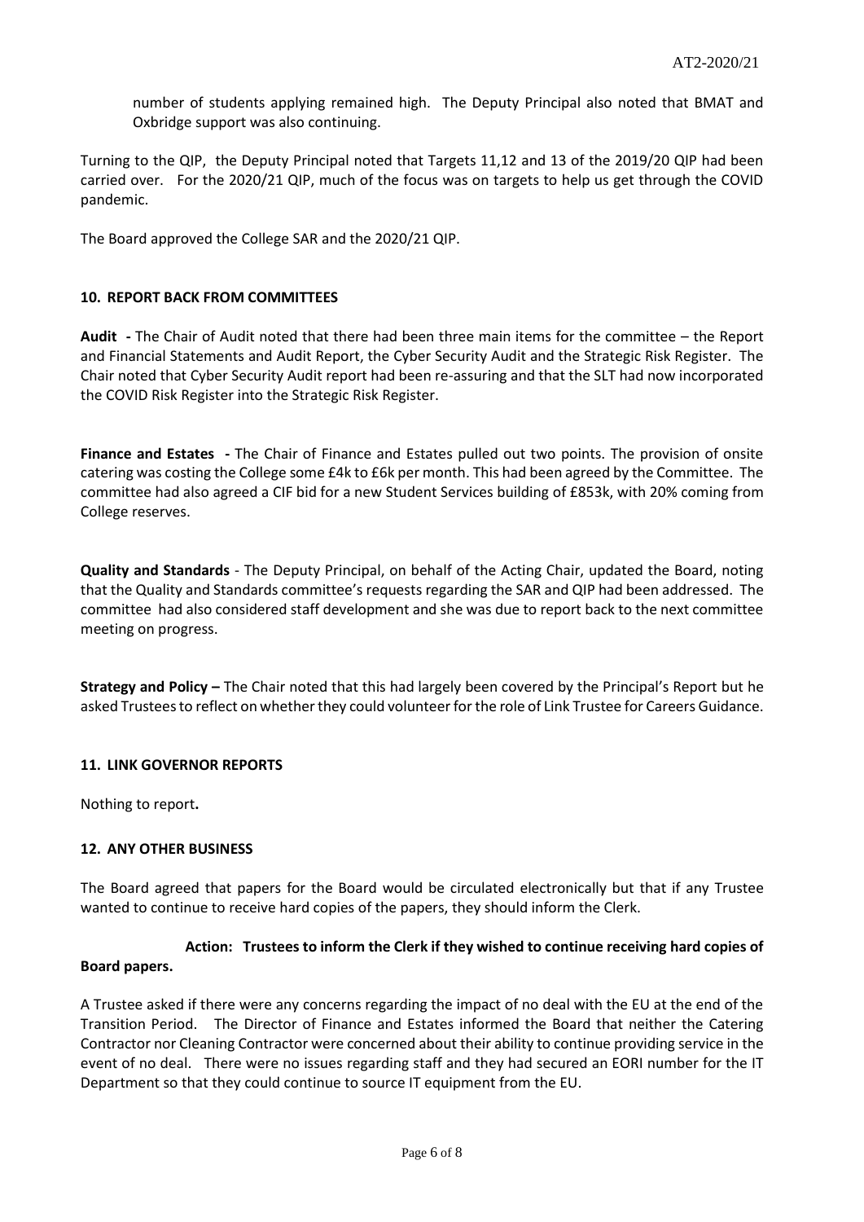number of students applying remained high. The Deputy Principal also noted that BMAT and Oxbridge support was also continuing.

Turning to the QIP, the Deputy Principal noted that Targets 11,12 and 13 of the 2019/20 QIP had been carried over. For the 2020/21 QIP, much of the focus was on targets to help us get through the COVID pandemic.

The Board approved the College SAR and the 2020/21 QIP.

### 10. REPORT BACK FROM COMMITTEES

**Audit -** The Chair of Audit noted that there had been three main items for the committee – the Report and Financial Statements and Audit Report, the Cyber Security Audit and the Strategic Risk Register. The Chair noted that Cyber Security Audit report had been re-assuring and that the SLT had now incorporated the COVID Risk Register into the Strategic Risk Register.

**Finance and Estates -** The Chair of Finance and Estates pulled out two points. The provision of onsite catering was costing the College some £4k to £6k per month. This had been agreed by the Committee. The committee had also agreed a CIF bid for a new Student Services building of £853k, with 20% coming from College reserves.

**Quality and Standards** - The Deputy Principal, on behalf of the Acting Chair, updated the Board, noting that the Quality and Standards committee's requests regarding the SAR and QIP had been addressed. The committee had also considered staff development and she was due to report back to the next committee meeting on progress.

**Strategy and Policy –** The Chair noted that this had largely been covered by the Principal's Report but he asked Trustees to reflect on whether they could volunteer for the role of Link Trustee for Careers Guidance.

### 11. LINK GOVERNOR REPORTS

Nothing to report**.**

### 12. ANY OTHER BUSINESS

The Board agreed that papers for the Board would be circulated electronically but that if any Trustee wanted to continue to receive hard copies of the papers, they should inform the Clerk.

**Action: Trustees to inform the Clerk if they wished to continue receiving hard copies of Board papers.**

A Trustee asked if there were any concerns regarding the impact of no deal with the EU at the end of the Transition Period. The Director of Finance and Estates informed the Board that neither the Catering Contractor nor Cleaning Contractor were concerned about their ability to continue providing service in the event of no deal. There were no issues regarding staff and they had secured an EORI number for the IT Department so that they could continue to source IT equipment from the EU.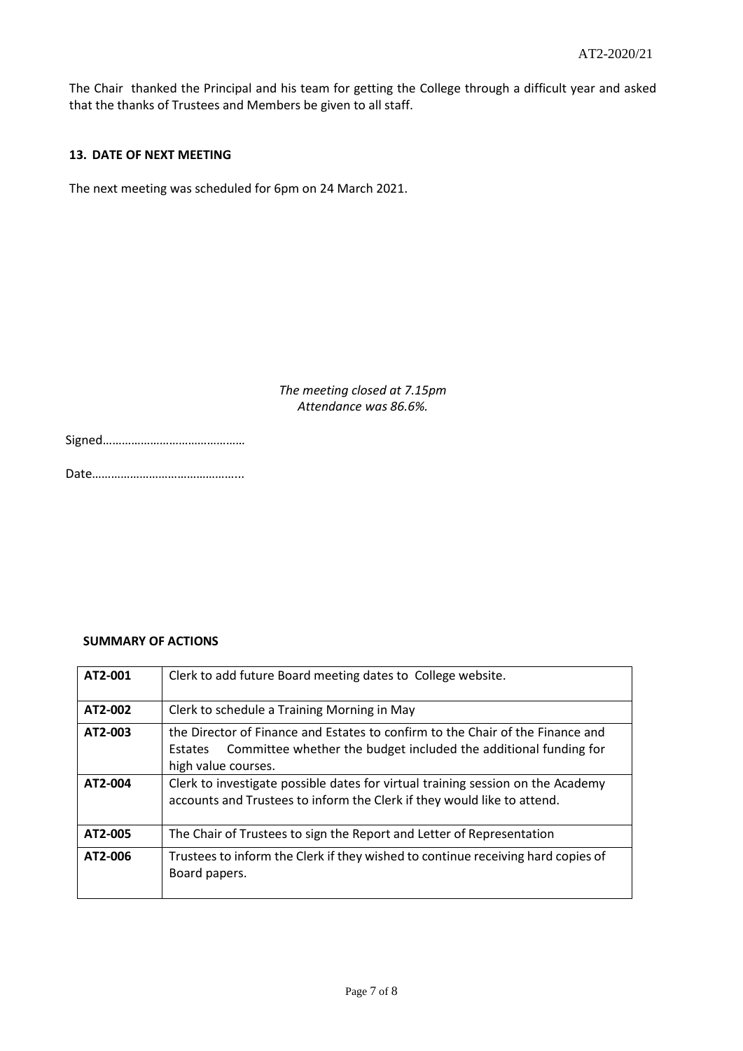The Chair thanked the Principal and his team for getting the College through a difficult year and asked that the thanks of Trustees and Members be given to all staff.

**13. DATE OF NEXT MEETING**

The next meeting was scheduled for 6pm on 24 March 2021.

*The meeting closed at 7.15pm*
*Attendance was 86.6%.*

Signed……………………………………

Date………………………………………..

**SUMMARY OF ACTIONS**

| | |
|---|---|
| **AT2-001** | Clerk to add future Board meeting dates to College website. |
| **AT2-002** | Clerk to schedule a Training Morning in May |
| **AT2-003** | the Director of Finance and Estates to confirm to the Chair of the Finance and Estates Committee whether the budget included the additional funding for high value courses. |
| **AT2-004** | Clerk to investigate possible dates for virtual training session on the Academy accounts and Trustees to inform the Clerk if they would like to attend. |
| **AT2-005** | The Chair of Trustees to sign the Report and Letter of Representation |
| **AT2-006** | Trustees to inform the Clerk if they wished to continue receiving hard copies of Board papers. |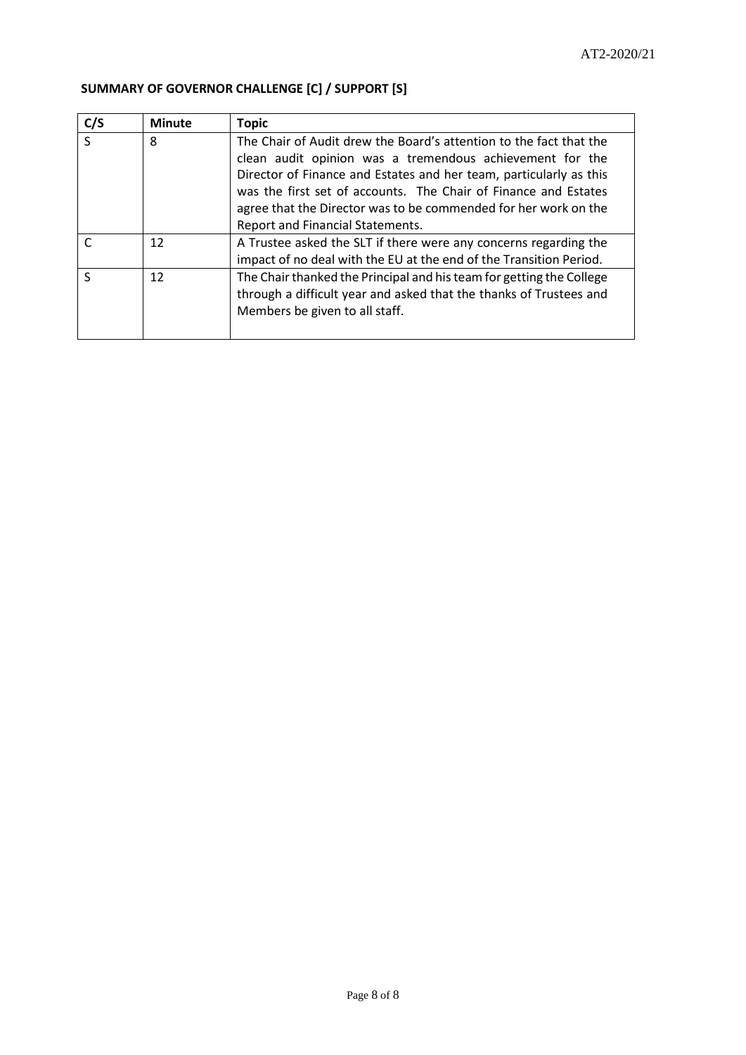**SUMMARY OF GOVERNOR CHALLENGE [C] / SUPPORT [S]**

| C/S | Minute | Topic |
|---|---|---|
| S | 8 | The Chair of Audit drew the Board's attention to the fact that the clean audit opinion was a tremendous achievement for the Director of Finance and Estates and her team, particularly as this was the first set of accounts. The Chair of Finance and Estates agree that the Director was to be commended for her work on the Report and Financial Statements. |
| C | 12 | A Trustee asked the SLT if there were any concerns regarding the impact of no deal with the EU at the end of the Transition Period. |
| S | 12 | The Chair thanked the Principal and his team for getting the College through a difficult year and asked that the thanks of Trustees and Members be given to all staff. |